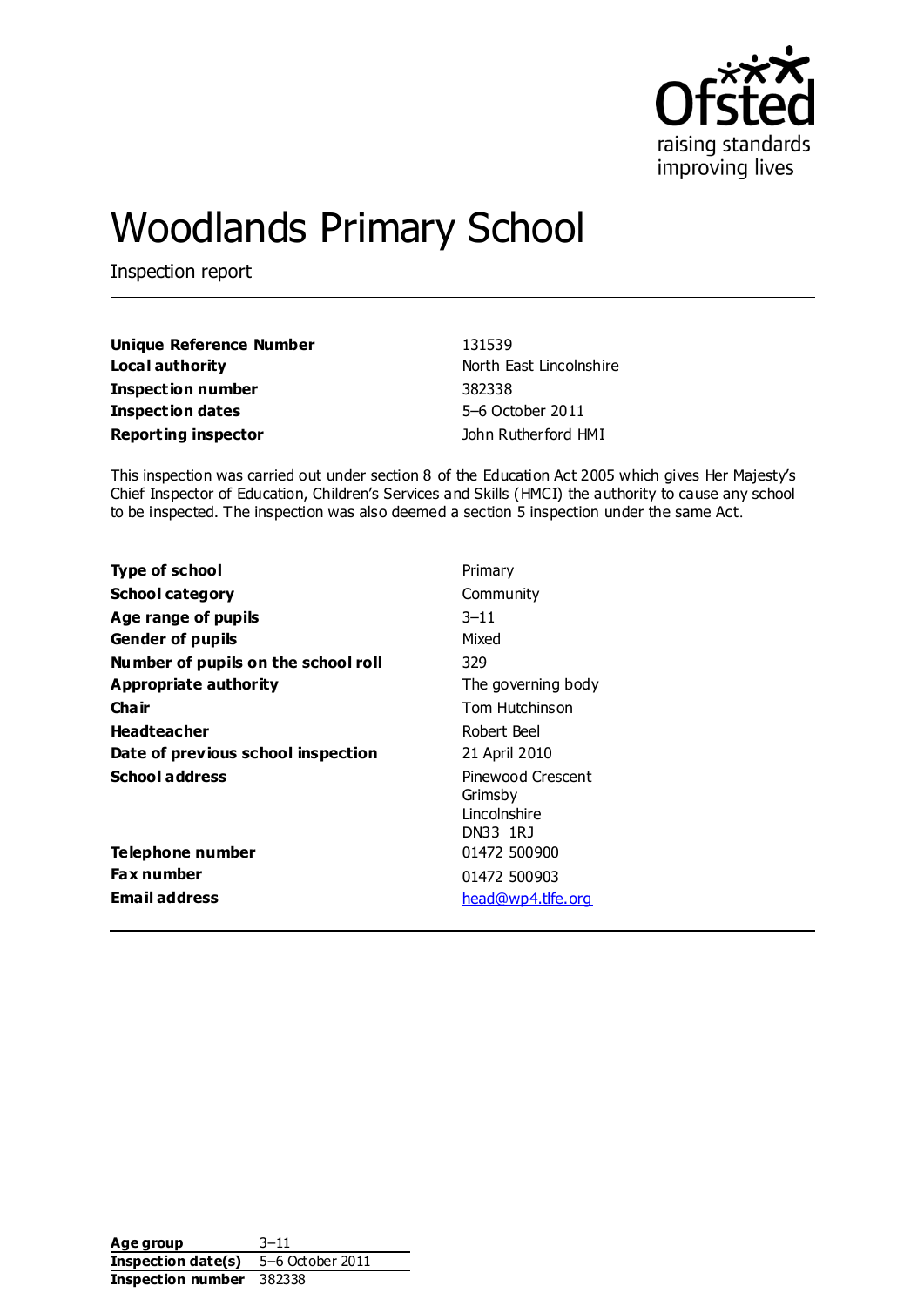# Woodlands Primary School

Inspection report

| | |
|---|---|
| **Unique Reference Number** | 131539 |
| **Local authority** | North East Lincolnshire |
| **Inspection number** | 382338 |
| **Inspection dates** | 5–6 October 2011 |
| **Reporting inspector** | John Rutherford HMI |

This inspection was carried out under section 8 of the Education Act 2005 which gives Her Majesty's Chief Inspector of Education, Children's Services and Skills (HMCI) the authority to cause any school to be inspected. The inspection was also deemed a section 5 inspection under the same Act.

| | |
|---|---|
| **Type of school** | Primary |
| **School category** | Community |
| **Age range of pupils** | 3–11 |
| **Gender of pupils** | Mixed |
| **Number of pupils on the school roll** | 329 |
| **Appropriate authority** | The governing body |
| **Chair** | Tom Hutchinson |
| **Headteacher** | Robert Beel |
| **Date of previous school inspection** | 21 April 2010 |
| **School address** | Pinewood Crescent<br>Grimsby<br>Lincolnshire<br>DN33 1RJ |
| **Telephone number** | 01472 500900 |
| **Fax number** | 01472 500903 |
| **Email address** | head@wp4.tlfe.org |

| | |
|---|---|
| **Age group** | 3–11 |
| **Inspection date(s)** | 5–6 October 2011 |
| **Inspection number** | 382338 |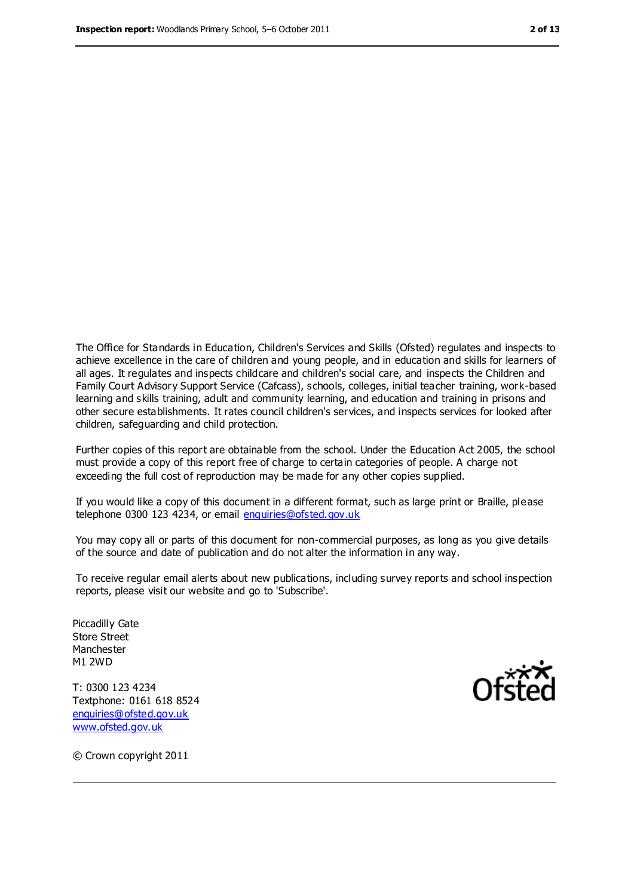The Office for Standards in Education, Children's Services and Skills (Ofsted) regulates and inspects to achieve excellence in the care of children and young people, and in education and skills for learners of all ages. It regulates and inspects childcare and children's social care, and inspects the Children and Family Court Advisory Support Service (Cafcass), schools, colleges, initial teacher training, work-based learning and skills training, adult and community learning, and education and training in prisons and other secure establishments. It rates council children's services, and inspects services for looked after children, safeguarding and child protection.

Further copies of this report are obtainable from the school. Under the Education Act 2005, the school must provide a copy of this report free of charge to certain categories of people. A charge not exceeding the full cost of reproduction may be made for any other copies supplied.

If you would like a copy of this document in a different format, such as large print or Braille, please telephone 0300 123 4234, or email enquiries@ofsted.gov.uk

You may copy all or parts of this document for non-commercial purposes, as long as you give details of the source and date of publication and do not alter the information in any way.

To receive regular email alerts about new publications, including survey reports and school inspection reports, please visit our website and go to 'Subscribe'.

Piccadilly Gate
Store Street
Manchester
M1 2WD

T: 0300 123 4234
Textphone: 0161 618 8524
enquiries@ofsted.gov.uk
www.ofsted.gov.uk

Ofsted

© Crown copyright 2011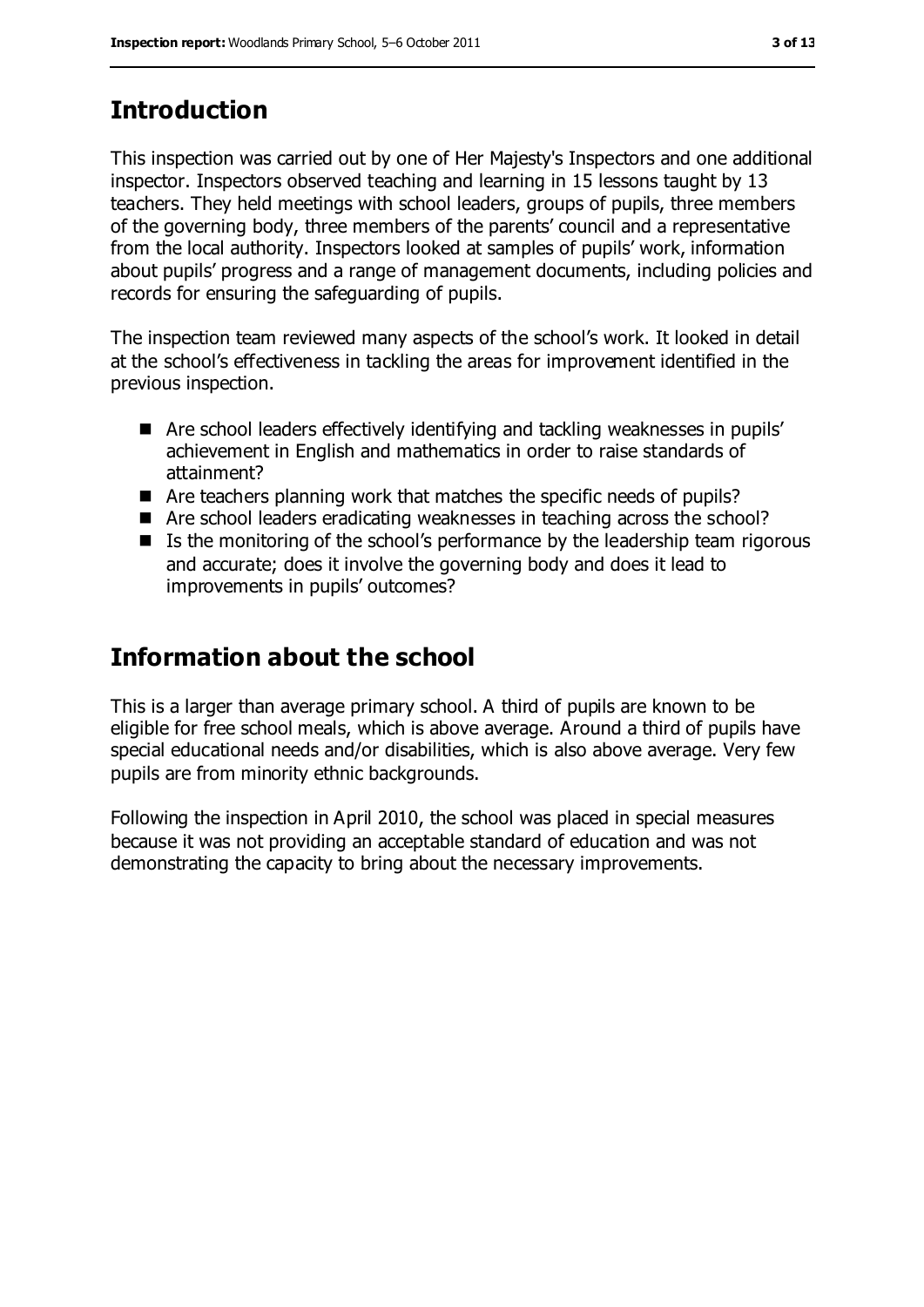## Introduction

This inspection was carried out by one of Her Majesty's Inspectors and one additional inspector. Inspectors observed teaching and learning in 15 lessons taught by 13 teachers. They held meetings with school leaders, groups of pupils, three members of the governing body, three members of the parents' council and a representative from the local authority. Inspectors looked at samples of pupils' work, information about pupils' progress and a range of management documents, including policies and records for ensuring the safeguarding of pupils.

The inspection team reviewed many aspects of the school's work. It looked in detail at the school's effectiveness in tackling the areas for improvement identified in the previous inspection.

- Are school leaders effectively identifying and tackling weaknesses in pupils' achievement in English and mathematics in order to raise standards of attainment?
- Are teachers planning work that matches the specific needs of pupils?
- Are school leaders eradicating weaknesses in teaching across the school?
- Is the monitoring of the school's performance by the leadership team rigorous and accurate; does it involve the governing body and does it lead to improvements in pupils' outcomes?

## Information about the school

This is a larger than average primary school. A third of pupils are known to be eligible for free school meals, which is above average. Around a third of pupils have special educational needs and/or disabilities, which is also above average. Very few pupils are from minority ethnic backgrounds.

Following the inspection in April 2010, the school was placed in special measures because it was not providing an acceptable standard of education and was not demonstrating the capacity to bring about the necessary improvements.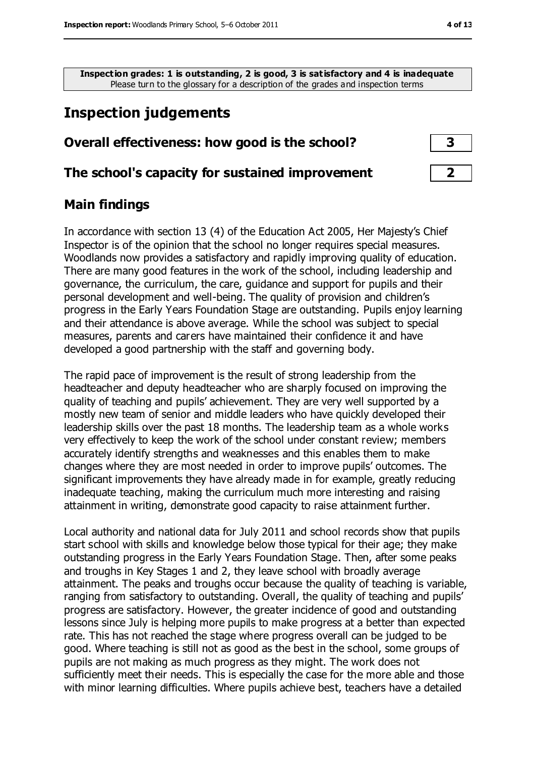**Inspection grades: 1 is outstanding, 2 is good, 3 is satisfactory and 4 is inadequate**
Please turn to the glossary for a description of the grades and inspection terms

# Inspection judgements

| | |
|---|---|
| **Overall effectiveness: how good is the school?** | **3** |
| **The school's capacity for sustained improvement** | **2** |

## Main findings

In accordance with section 13 (4) of the Education Act 2005, Her Majesty's Chief Inspector is of the opinion that the school no longer requires special measures. Woodlands now provides a satisfactory and rapidly improving quality of education. There are many good features in the work of the school, including leadership and governance, the curriculum, the care, guidance and support for pupils and their personal development and well-being. The quality of provision and children's progress in the Early Years Foundation Stage are outstanding. Pupils enjoy learning and their attendance is above average. While the school was subject to special measures, parents and carers have maintained their confidence it and have developed a good partnership with the staff and governing body.

The rapid pace of improvement is the result of strong leadership from the headteacher and deputy headteacher who are sharply focused on improving the quality of teaching and pupils' achievement. They are very well supported by a mostly new team of senior and middle leaders who have quickly developed their leadership skills over the past 18 months. The leadership team as a whole works very effectively to keep the work of the school under constant review; members accurately identify strengths and weaknesses and this enables them to make changes where they are most needed in order to improve pupils' outcomes. The significant improvements they have already made in for example, greatly reducing inadequate teaching, making the curriculum much more interesting and raising attainment in writing, demonstrate good capacity to raise attainment further.

Local authority and national data for July 2011 and school records show that pupils start school with skills and knowledge below those typical for their age; they make outstanding progress in the Early Years Foundation Stage. Then, after some peaks and troughs in Key Stages 1 and 2, they leave school with broadly average attainment. The peaks and troughs occur because the quality of teaching is variable, ranging from satisfactory to outstanding. Overall, the quality of teaching and pupils' progress are satisfactory. However, the greater incidence of good and outstanding lessons since July is helping more pupils to make progress at a better than expected rate. This has not reached the stage where progress overall can be judged to be good. Where teaching is still not as good as the best in the school, some groups of pupils are not making as much progress as they might. The work does not sufficiently meet their needs. This is especially the case for the more able and those with minor learning difficulties. Where pupils achieve best, teachers have a detailed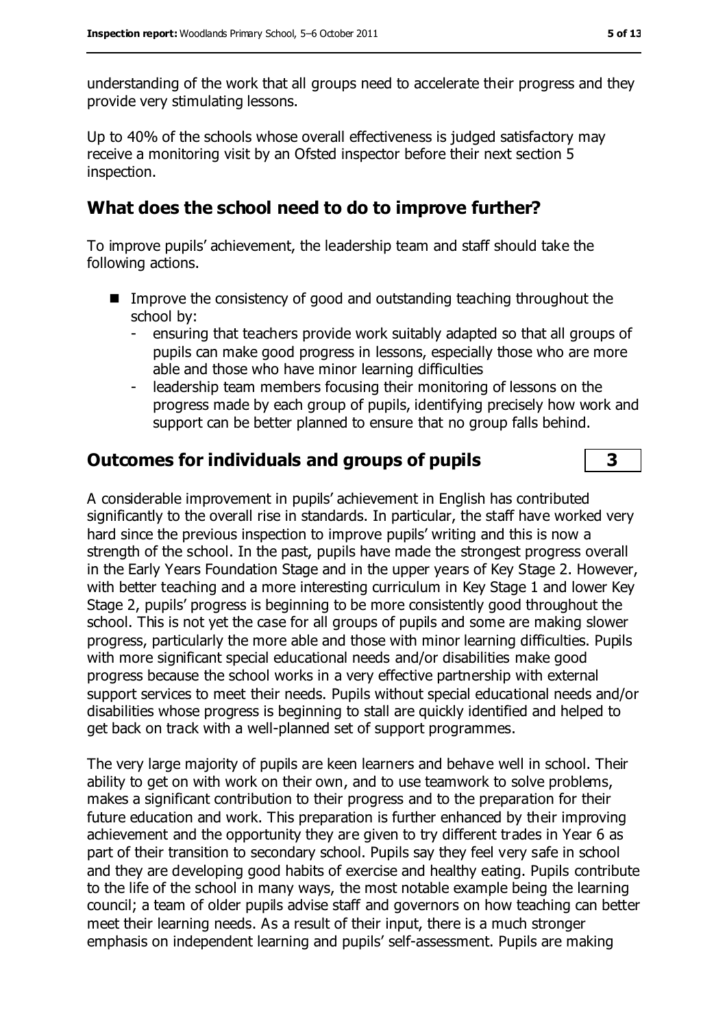understanding of the work that all groups need to accelerate their progress and they provide very stimulating lessons.

Up to 40% of the schools whose overall effectiveness is judged satisfactory may receive a monitoring visit by an Ofsted inspector before their next section 5 inspection.

## What does the school need to do to improve further?

To improve pupils' achievement, the leadership team and staff should take the following actions.

- Improve the consistency of good and outstanding teaching throughout the school by:
  - ensuring that teachers provide work suitably adapted so that all groups of pupils can make good progress in lessons, especially those who are more able and those who have minor learning difficulties
  - leadership team members focusing their monitoring of lessons on the progress made by each group of pupils, identifying precisely how work and support can be better planned to ensure that no group falls behind.

## Outcomes for individuals and groups of pupils — 3

A considerable improvement in pupils' achievement in English has contributed significantly to the overall rise in standards. In particular, the staff have worked very hard since the previous inspection to improve pupils' writing and this is now a strength of the school. In the past, pupils have made the strongest progress overall in the Early Years Foundation Stage and in the upper years of Key Stage 2. However, with better teaching and a more interesting curriculum in Key Stage 1 and lower Key Stage 2, pupils' progress is beginning to be more consistently good throughout the school. This is not yet the case for all groups of pupils and some are making slower progress, particularly the more able and those with minor learning difficulties. Pupils with more significant special educational needs and/or disabilities make good progress because the school works in a very effective partnership with external support services to meet their needs. Pupils without special educational needs and/or disabilities whose progress is beginning to stall are quickly identified and helped to get back on track with a well-planned set of support programmes.

The very large majority of pupils are keen learners and behave well in school. Their ability to get on with work on their own, and to use teamwork to solve problems, makes a significant contribution to their progress and to the preparation for their future education and work. This preparation is further enhanced by their improving achievement and the opportunity they are given to try different trades in Year 6 as part of their transition to secondary school. Pupils say they feel very safe in school and they are developing good habits of exercise and healthy eating. Pupils contribute to the life of the school in many ways, the most notable example being the learning council; a team of older pupils advise staff and governors on how teaching can better meet their learning needs. As a result of their input, there is a much stronger emphasis on independent learning and pupils' self-assessment. Pupils are making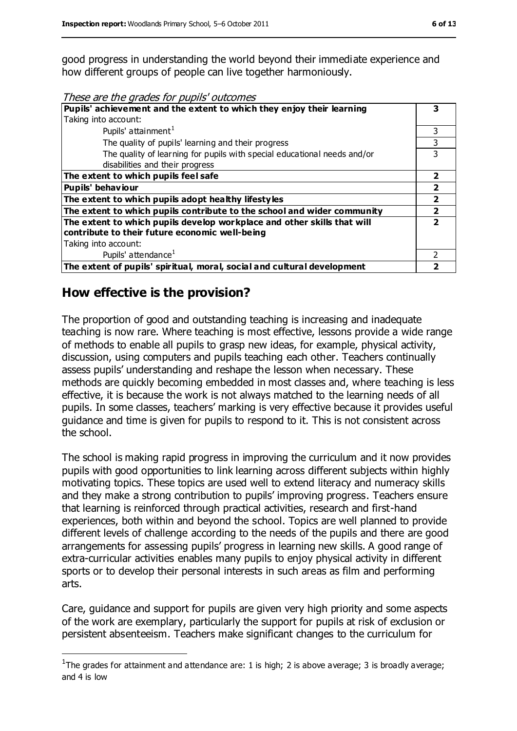good progress in understanding the world beyond their immediate experience and how different groups of people can live together harmoniously.

*These are the grades for pupils' outcomes*

| | |
|---|---|
| **Pupils' achievement and the extent to which they enjoy their learning** | **3** |
| Taking into account: | |
| Pupils' attainment[1] | 3 |
| The quality of pupils' learning and their progress | 3 |
| The quality of learning for pupils with special educational needs and/or disabilities and their progress | 3 |
| **The extent to which pupils feel safe** | **2** |
| **Pupils' behaviour** | **2** |
| **The extent to which pupils adopt healthy lifestyles** | **2** |
| **The extent to which pupils contribute to the school and wider community** | **2** |
| **The extent to which pupils develop workplace and other skills that will contribute to their future economic well-being** | **2** |
| Taking into account: | |
| Pupils' attendance[1] | 2 |
| **The extent of pupils' spiritual, moral, social and cultural development** | **2** |

## How effective is the provision?

The proportion of good and outstanding teaching is increasing and inadequate teaching is now rare. Where teaching is most effective, lessons provide a wide range of methods to enable all pupils to grasp new ideas, for example, physical activity, discussion, using computers and pupils teaching each other. Teachers continually assess pupils' understanding and reshape the lesson when necessary. These methods are quickly becoming embedded in most classes and, where teaching is less effective, it is because the work is not always matched to the learning needs of all pupils. In some classes, teachers' marking is very effective because it provides useful guidance and time is given for pupils to respond to it. This is not consistent across the school.

The school is making rapid progress in improving the curriculum and it now provides pupils with good opportunities to link learning across different subjects within highly motivating topics. These topics are used well to extend literacy and numeracy skills and they make a strong contribution to pupils' improving progress. Teachers ensure that learning is reinforced through practical activities, research and first-hand experiences, both within and beyond the school. Topics are well planned to provide different levels of challenge according to the needs of the pupils and there are good arrangements for assessing pupils' progress in learning new skills. A good range of extra-curricular activities enables many pupils to enjoy physical activity in different sports or to develop their personal interests in such areas as film and performing arts.

Care, guidance and support for pupils are given very high priority and some aspects of the work are exemplary, particularly the support for pupils at risk of exclusion or persistent absenteeism. Teachers make significant changes to the curriculum for

[1] The grades for attainment and attendance are: 1 is high; 2 is above average; 3 is broadly average; and 4 is low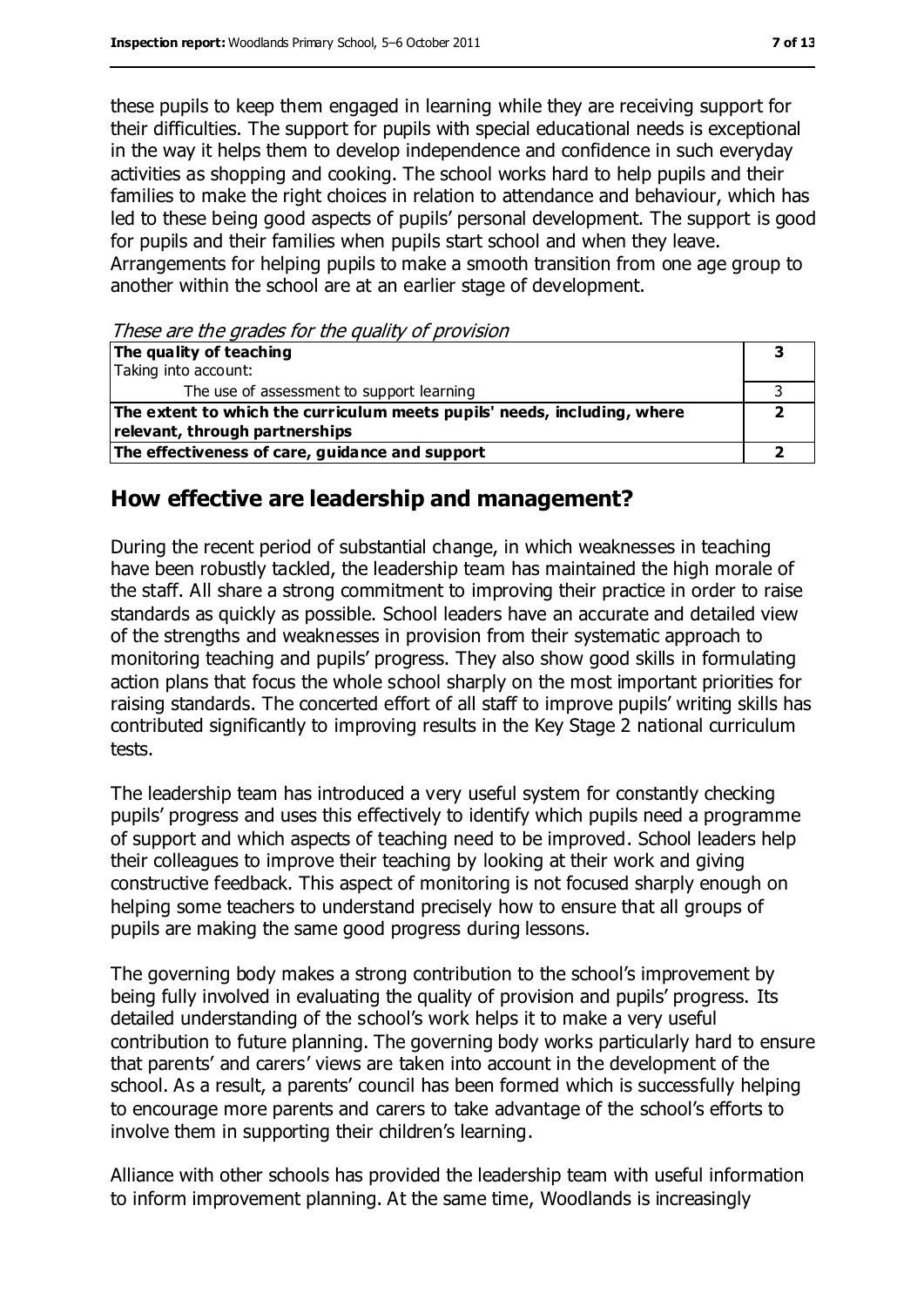these pupils to keep them engaged in learning while they are receiving support for their difficulties. The support for pupils with special educational needs is exceptional in the way it helps them to develop independence and confidence in such everyday activities as shopping and cooking. The school works hard to help pupils and their families to make the right choices in relation to attendance and behaviour, which has led to these being good aspects of pupils' personal development. The support is good for pupils and their families when pupils start school and when they leave. Arrangements for helping pupils to make a smooth transition from one age group to another within the school are at an earlier stage of development.

*These are the grades for the quality of provision*

| | |
|---|---|
| **The quality of teaching** | **3** |
| Taking into account: | |
| The use of assessment to support learning | 3 |
| **The extent to which the curriculum meets pupils' needs, including, where relevant, through partnerships** | **2** |
| **The effectiveness of care, guidance and support** | **2** |

## How effective are leadership and management?

During the recent period of substantial change, in which weaknesses in teaching have been robustly tackled, the leadership team has maintained the high morale of the staff. All share a strong commitment to improving their practice in order to raise standards as quickly as possible. School leaders have an accurate and detailed view of the strengths and weaknesses in provision from their systematic approach to monitoring teaching and pupils' progress. They also show good skills in formulating action plans that focus the whole school sharply on the most important priorities for raising standards. The concerted effort of all staff to improve pupils' writing skills has contributed significantly to improving results in the Key Stage 2 national curriculum tests.

The leadership team has introduced a very useful system for constantly checking pupils' progress and uses this effectively to identify which pupils need a programme of support and which aspects of teaching need to be improved. School leaders help their colleagues to improve their teaching by looking at their work and giving constructive feedback. This aspect of monitoring is not focused sharply enough on helping some teachers to understand precisely how to ensure that all groups of pupils are making the same good progress during lessons.

The governing body makes a strong contribution to the school's improvement by being fully involved in evaluating the quality of provision and pupils' progress. Its detailed understanding of the school's work helps it to make a very useful contribution to future planning. The governing body works particularly hard to ensure that parents' and carers' views are taken into account in the development of the school. As a result, a parents' council has been formed which is successfully helping to encourage more parents and carers to take advantage of the school's efforts to involve them in supporting their children's learning.

Alliance with other schools has provided the leadership team with useful information to inform improvement planning. At the same time, Woodlands is increasingly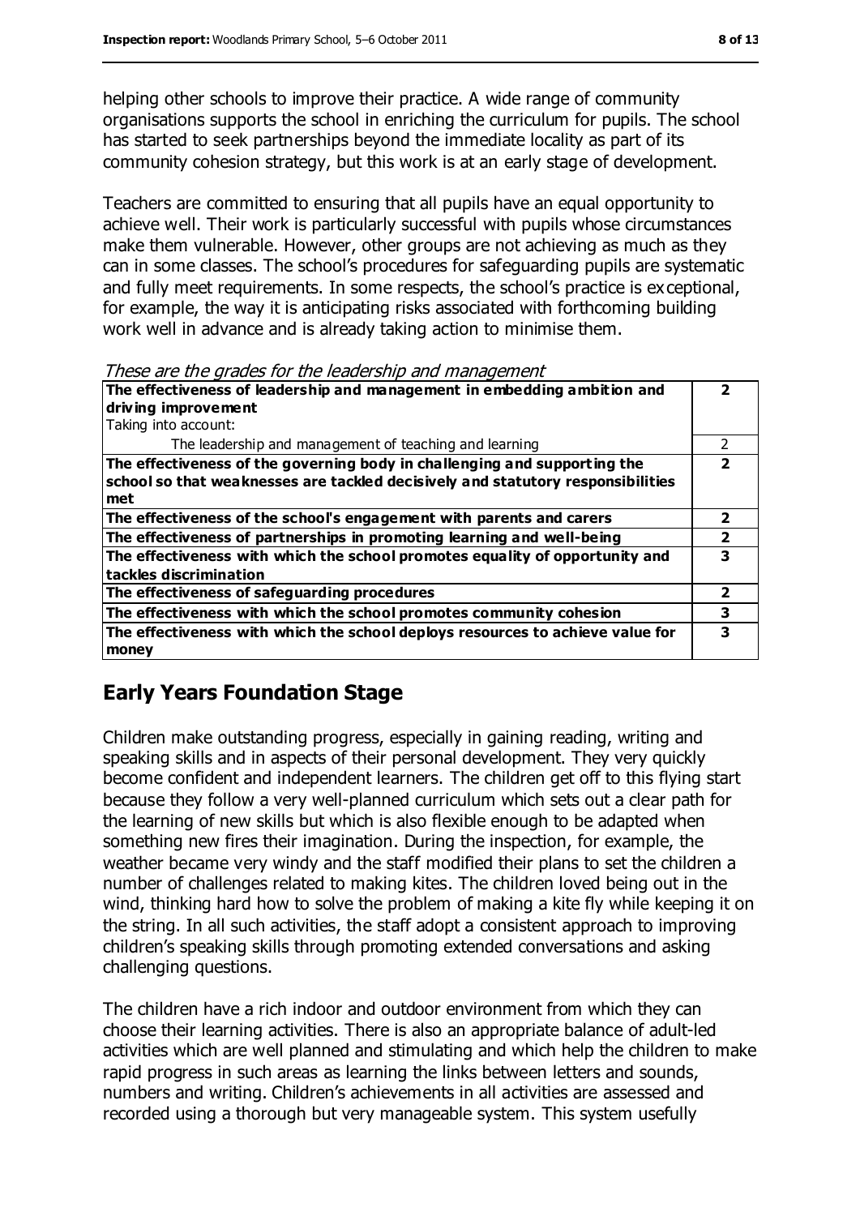helping other schools to improve their practice. A wide range of community organisations supports the school in enriching the curriculum for pupils. The school has started to seek partnerships beyond the immediate locality as part of its community cohesion strategy, but this work is at an early stage of development.

Teachers are committed to ensuring that all pupils have an equal opportunity to achieve well. Their work is particularly successful with pupils whose circumstances make them vulnerable. However, other groups are not achieving as much as they can in some classes. The school's procedures for safeguarding pupils are systematic and fully meet requirements. In some respects, the school's practice is exceptional, for example, the way it is anticipating risks associated with forthcoming building work well in advance and is already taking action to minimise them.

*These are the grades for the leadership and management*

| | |
|---|---|
| **The effectiveness of leadership and management in embedding ambition and driving improvement** | **2** |
| Taking into account: | |
| The leadership and management of teaching and learning | 2 |
| **The effectiveness of the governing body in challenging and supporting the school so that weaknesses are tackled decisively and statutory responsibilities met** | **2** |
| **The effectiveness of the school's engagement with parents and carers** | **2** |
| **The effectiveness of partnerships in promoting learning and well-being** | **2** |
| **The effectiveness with which the school promotes equality of opportunity and tackles discrimination** | **3** |
| **The effectiveness of safeguarding procedures** | **2** |
| **The effectiveness with which the school promotes community cohesion** | **3** |
| **The effectiveness with which the school deploys resources to achieve value for money** | **3** |

## Early Years Foundation Stage

Children make outstanding progress, especially in gaining reading, writing and speaking skills and in aspects of their personal development. They very quickly become confident and independent learners. The children get off to this flying start because they follow a very well-planned curriculum which sets out a clear path for the learning of new skills but which is also flexible enough to be adapted when something new fires their imagination. During the inspection, for example, the weather became very windy and the staff modified their plans to set the children a number of challenges related to making kites. The children loved being out in the wind, thinking hard how to solve the problem of making a kite fly while keeping it on the string. In all such activities, the staff adopt a consistent approach to improving children's speaking skills through promoting extended conversations and asking challenging questions.

The children have a rich indoor and outdoor environment from which they can choose their learning activities. There is also an appropriate balance of adult-led activities which are well planned and stimulating and which help the children to make rapid progress in such areas as learning the links between letters and sounds, numbers and writing. Children's achievements in all activities are assessed and recorded using a thorough but very manageable system. This system usefully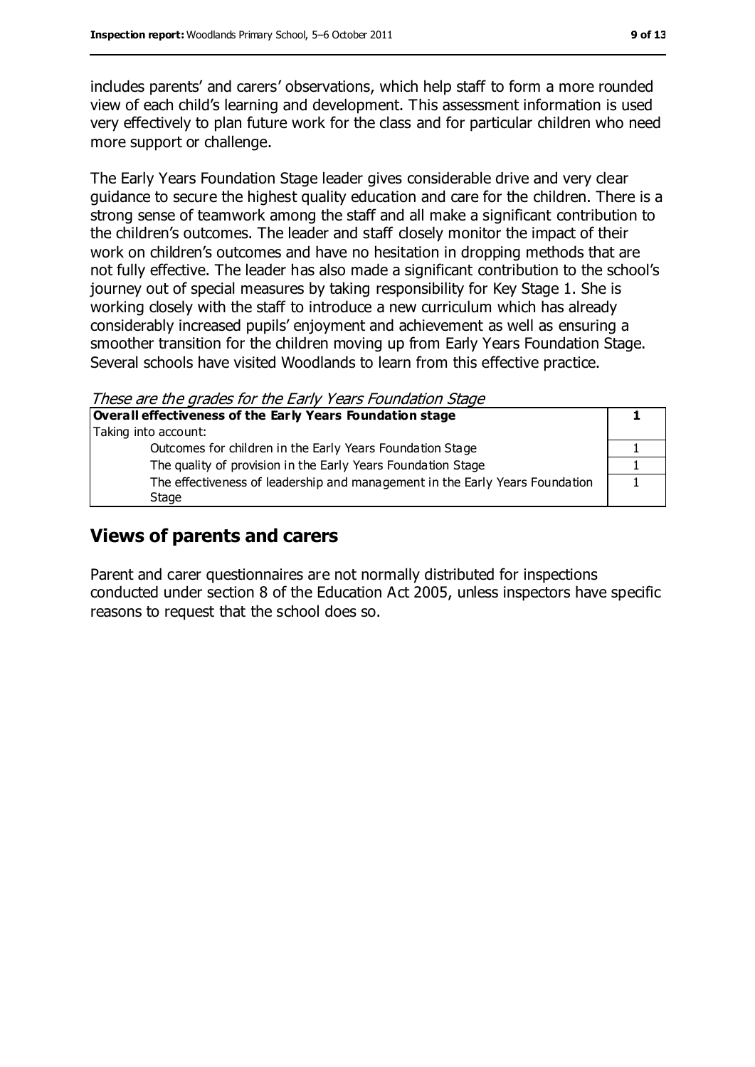includes parents' and carers' observations, which help staff to form a more rounded view of each child's learning and development. This assessment information is used very effectively to plan future work for the class and for particular children who need more support or challenge.

The Early Years Foundation Stage leader gives considerable drive and very clear guidance to secure the highest quality education and care for the children. There is a strong sense of teamwork among the staff and all make a significant contribution to the children's outcomes. The leader and staff closely monitor the impact of their work on children's outcomes and have no hesitation in dropping methods that are not fully effective. The leader has also made a significant contribution to the school's journey out of special measures by taking responsibility for Key Stage 1. She is working closely with the staff to introduce a new curriculum which has already considerably increased pupils' enjoyment and achievement as well as ensuring a smoother transition for the children moving up from Early Years Foundation Stage. Several schools have visited Woodlands to learn from this effective practice.

*These are the grades for the Early Years Foundation Stage*

| **Overall effectiveness of the Early Years Foundation stage** | **1** |
|---|---|
| Taking into account: | |
| Outcomes for children in the Early Years Foundation Stage | 1 |
| The quality of provision in the Early Years Foundation Stage | 1 |
| The effectiveness of leadership and management in the Early Years Foundation Stage | 1 |

## Views of parents and carers

Parent and carer questionnaires are not normally distributed for inspections conducted under section 8 of the Education Act 2005, unless inspectors have specific reasons to request that the school does so.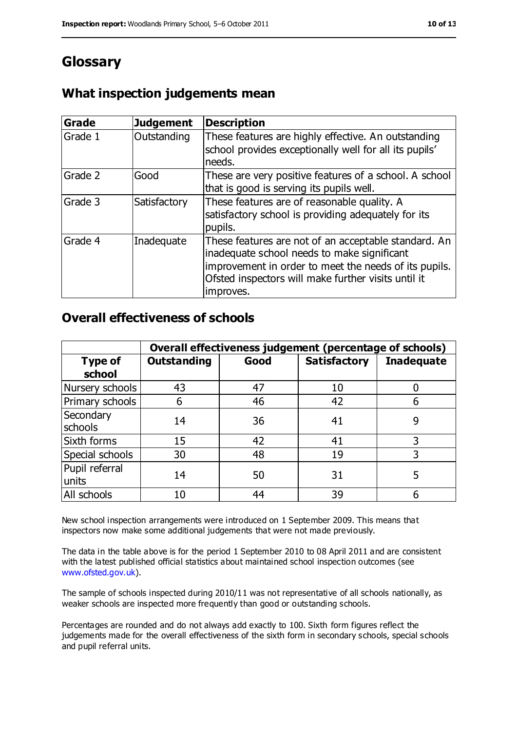# Glossary

## What inspection judgements mean

| Grade | Judgement | Description |
|---|---|---|
| Grade 1 | Outstanding | These features are highly effective. An outstanding school provides exceptionally well for all its pupils' needs. |
| Grade 2 | Good | These are very positive features of a school. A school that is good is serving its pupils well. |
| Grade 3 | Satisfactory | These features are of reasonable quality. A satisfactory school is providing adequately for its pupils. |
| Grade 4 | Inadequate | These features are not of an acceptable standard. An inadequate school needs to make significant improvement in order to meet the needs of its pupils. Ofsted inspectors will make further visits until it improves. |

## Overall effectiveness of schools

| | Overall effectiveness judgement (percentage of schools) | | | |
|---|---|---|---|---|
| **Type of school** | **Outstanding** | **Good** | **Satisfactory** | **Inadequate** |
| Nursery schools | 43 | 47 | 10 | 0 |
| Primary schools | 6 | 46 | 42 | 6 |
| Secondary schools | 14 | 36 | 41 | 9 |
| Sixth forms | 15 | 42 | 41 | 3 |
| Special schools | 30 | 48 | 19 | 3 |
| Pupil referral units | 14 | 50 | 31 | 5 |
| All schools | 10 | 44 | 39 | 6 |

New school inspection arrangements were introduced on 1 September 2009. This means that inspectors now make some additional judgements that were not made previously.

The data in the table above is for the period 1 September 2010 to 08 April 2011 and are consistent with the latest published official statistics about maintained school inspection outcomes (see www.ofsted.gov.uk).

The sample of schools inspected during 2010/11 was not representative of all schools nationally, as weaker schools are inspected more frequently than good or outstanding schools.

Percentages are rounded and do not always add exactly to 100. Sixth form figures reflect the judgements made for the overall effectiveness of the sixth form in secondary schools, special schools and pupil referral units.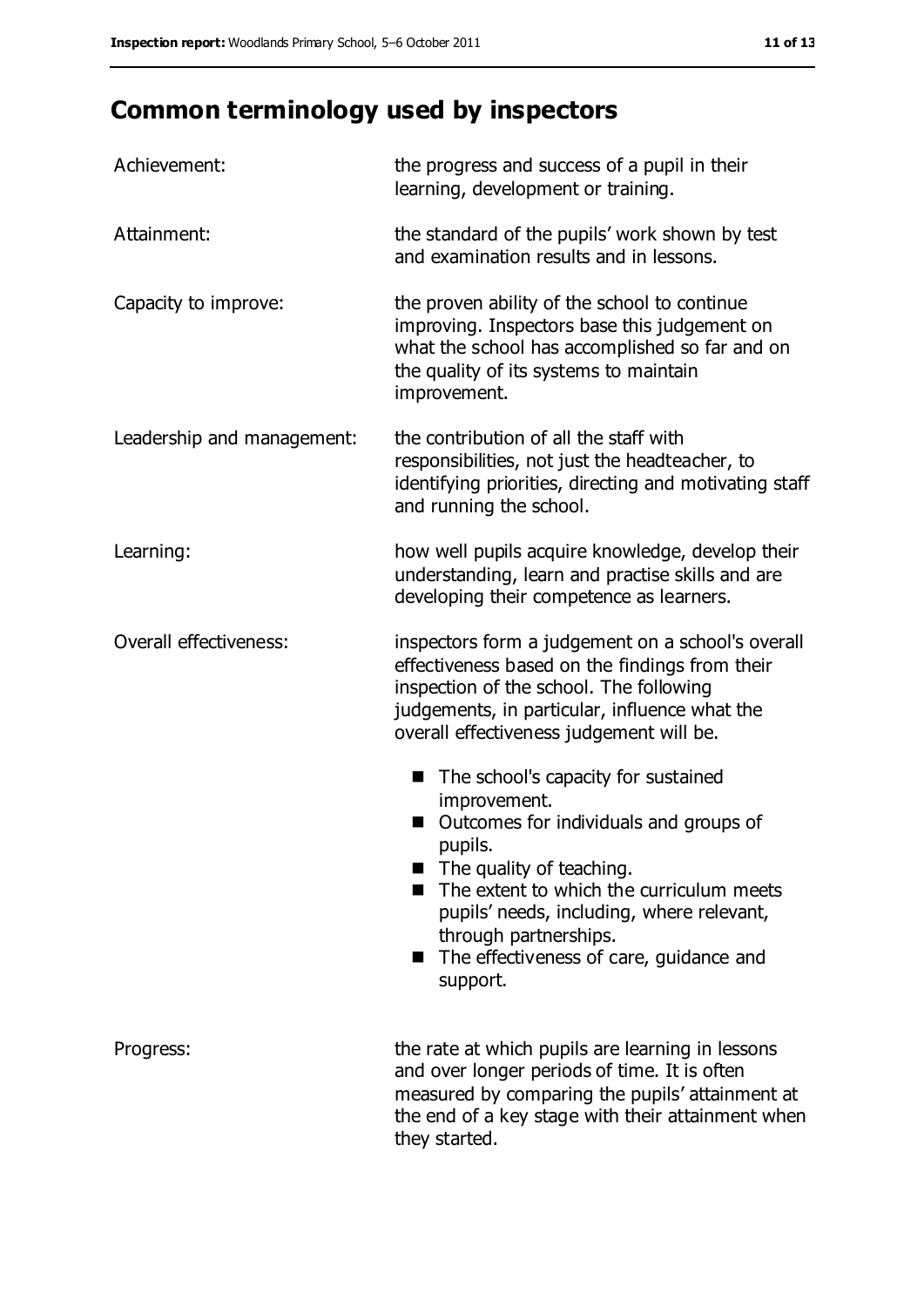# Common terminology used by inspectors

| | |
|---|---|
| Achievement: | the progress and success of a pupil in their learning, development or training. |
| Attainment: | the standard of the pupils' work shown by test and examination results and in lessons. |
| Capacity to improve: | the proven ability of the school to continue improving. Inspectors base this judgement on what the school has accomplished so far and on the quality of its systems to maintain improvement. |
| Leadership and management: | the contribution of all the staff with responsibilities, not just the headteacher, to identifying priorities, directing and motivating staff and running the school. |
| Learning: | how well pupils acquire knowledge, develop their understanding, learn and practise skills and are developing their competence as learners. |
| Overall effectiveness: | inspectors form a judgement on a school's overall effectiveness based on the findings from their inspection of the school. The following judgements, in particular, influence what the overall effectiveness judgement will be. ■ The school's capacity for sustained improvement. ■ Outcomes for individuals and groups of pupils. ■ The quality of teaching. ■ The extent to which the curriculum meets pupils' needs, including, where relevant, through partnerships. ■ The effectiveness of care, guidance and support. |
| Progress: | the rate at which pupils are learning in lessons and over longer periods of time. It is often measured by comparing the pupils' attainment at the end of a key stage with their attainment when they started. |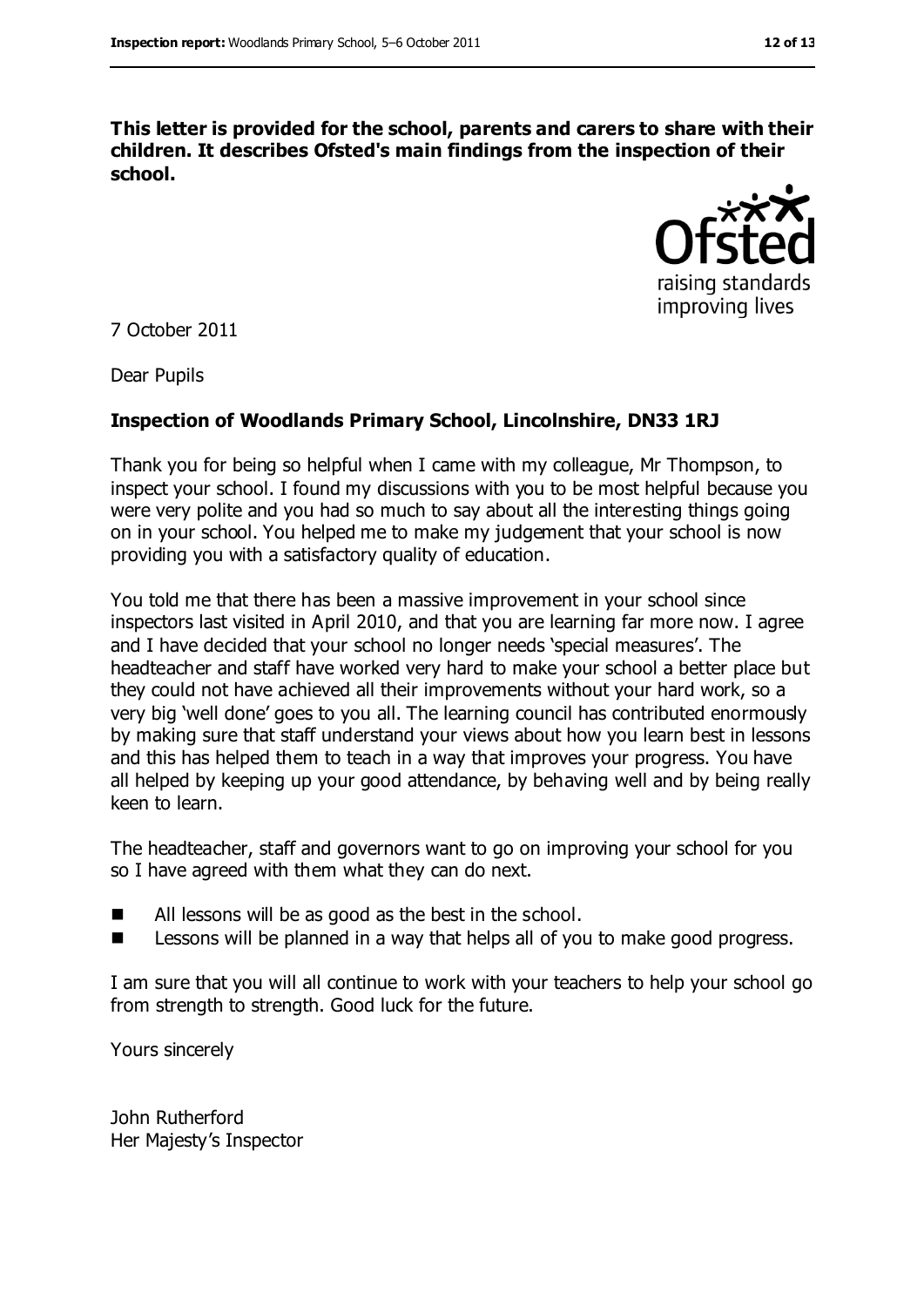**This letter is provided for the school, parents and carers to share with their children. It describes Ofsted's main findings from the inspection of their school.**

7 October 2011

Dear Pupils

**Inspection of Woodlands Primary School, Lincolnshire, DN33 1RJ**

Thank you for being so helpful when I came with my colleague, Mr Thompson, to inspect your school. I found my discussions with you to be most helpful because you were very polite and you had so much to say about all the interesting things going on in your school. You helped me to make my judgement that your school is now providing you with a satisfactory quality of education.

You told me that there has been a massive improvement in your school since inspectors last visited in April 2010, and that you are learning far more now. I agree and I have decided that your school no longer needs 'special measures'. The headteacher and staff have worked very hard to make your school a better place but they could not have achieved all their improvements without your hard work, so a very big 'well done' goes to you all. The learning council has contributed enormously by making sure that staff understand your views about how you learn best in lessons and this has helped them to teach in a way that improves your progress. You have all helped by keeping up your good attendance, by behaving well and by being really keen to learn.

The headteacher, staff and governors want to go on improving your school for you so I have agreed with them what they can do next.

- All lessons will be as good as the best in the school.
- Lessons will be planned in a way that helps all of you to make good progress.

I am sure that you will all continue to work with your teachers to help your school go from strength to strength. Good luck for the future.

Yours sincerely

John Rutherford
Her Majesty's Inspector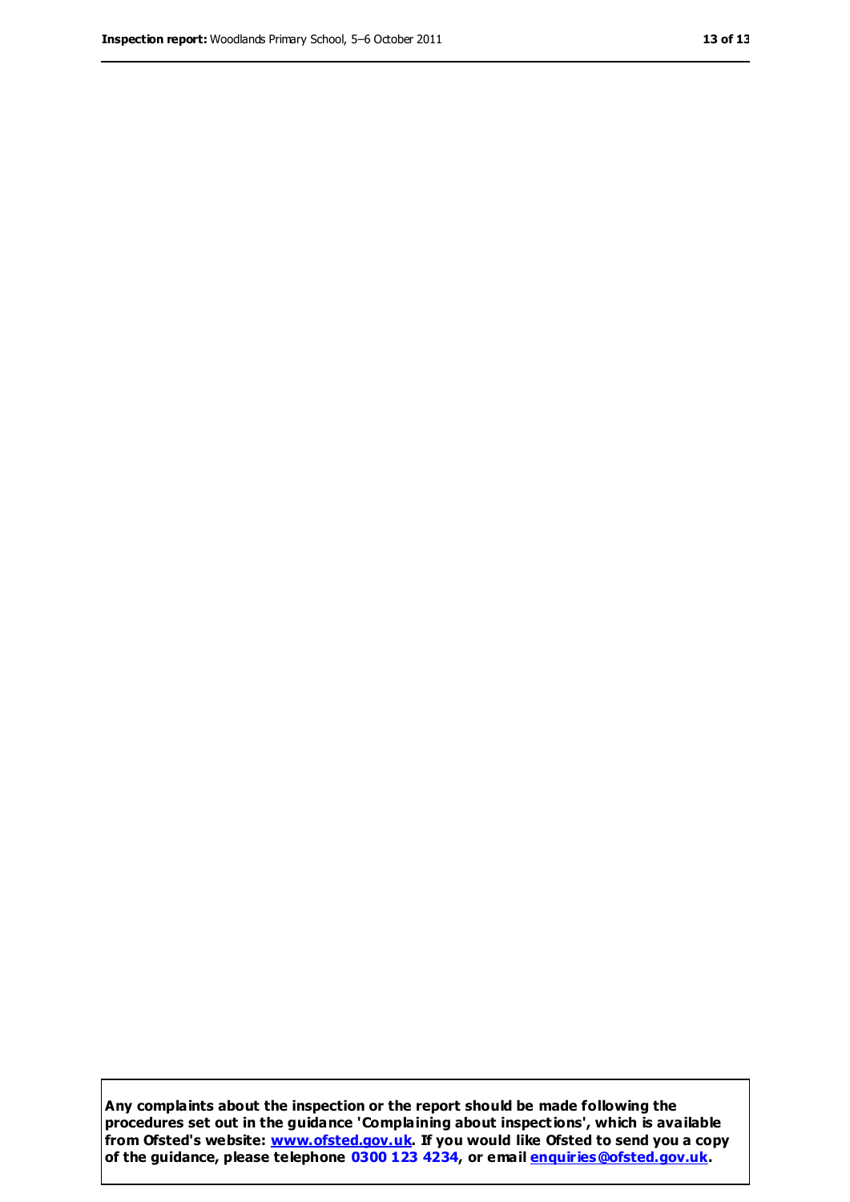**Any complaints about the inspection or the report should be made following the procedures set out in the guidance 'Complaining about inspections', which is available from Ofsted's website: www.ofsted.gov.uk. If you would like Ofsted to send you a copy of the guidance, please telephone 0300 123 4234, or email enquiries@ofsted.gov.uk.**